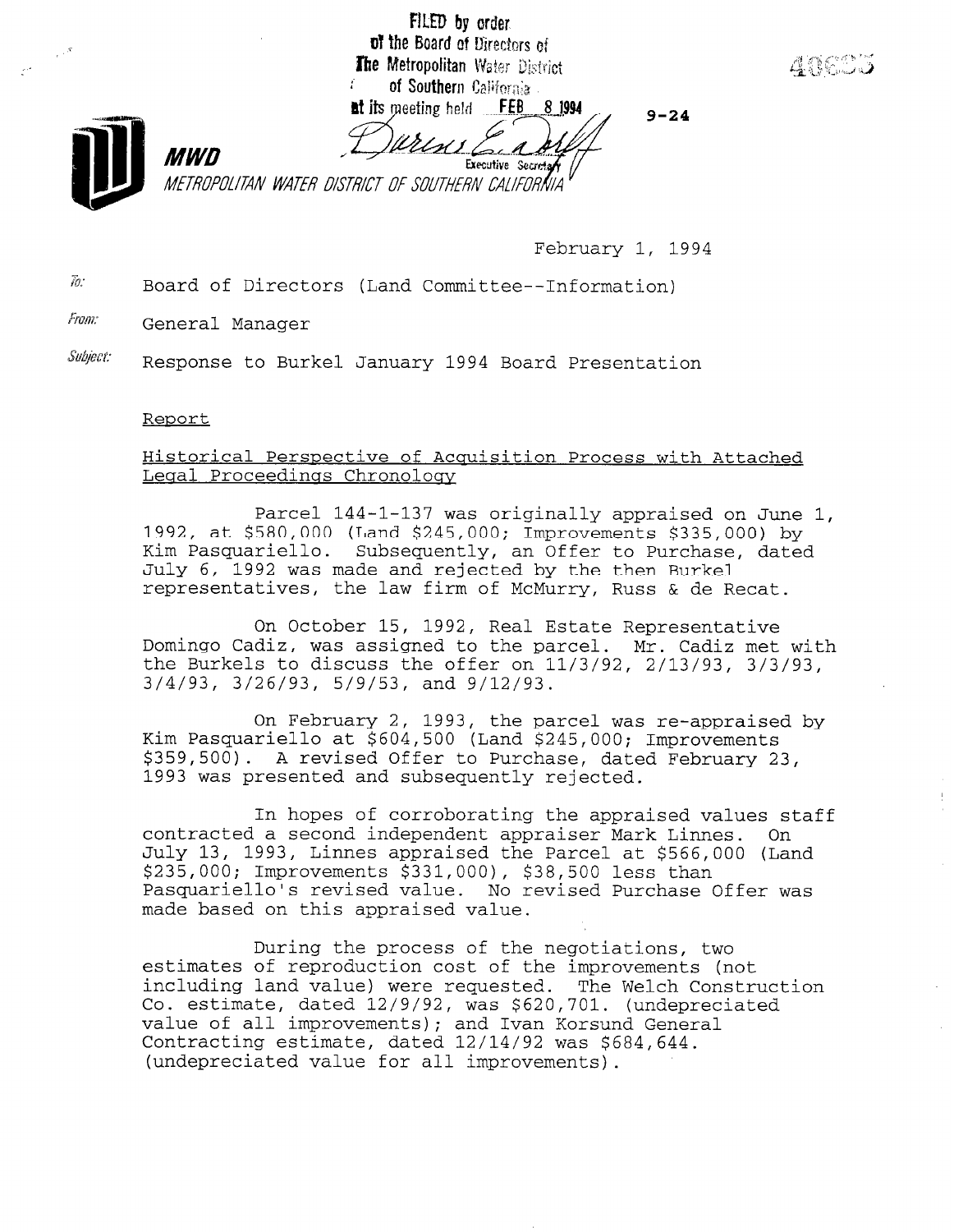FILED by order of the Board of Directors of The Metropolitan Water District of Southern California at its meeting held FEB 8 1994

Executive Secretary

9-24

**MWD**

METROPOLITAN WATER DISTRICT OF SOUTHERN CALIFORNIA

February 1, 1994

To: Board of Directors (Land Committee--Information)

From: General Manager

Subject: Response to Burkel January 1994 Board Presentation

Report

Historical Perspective of Acquisition Process with Attached Legal Proceedings Chronology

Parcel 144-1-137 was originally appraised on June 1, 1992, at $580,000 (Land $245,000; Improvements $335,000) by Kim Pasquariello. Subsequently, an Offer to Purchase, dated July 6, 1992 was made and rejected by the then Burkel representatives, the law firm of McMurry, Russ & de Recat.

On October 15, 1992, Real Estate Representative Domingo Cadiz, was assigned to the parcel. Mr. Cadiz met with the Burkels to discuss the offer on 11/3/92, 2/13/93, 3/3/93, 3/4/93, 3/26/93, 5/9/53, and 9/12/93.

On February 2, 1993, the parcel was re-appraised by Kim Pasquariello at $604,500 (Land $245,000; Improvements $359,500). A revised Offer to Purchase, dated February 23, 1993 was presented and subsequently rejected.

In hopes of corroborating the appraised values staff contracted a second independent appraiser Mark Linnes. On July 13, 1993, Linnes appraised the Parcel at $566,000 (Land $235,000; Improvements $331,000), $38,500 less than Pasquariello's revised value. No revised Purchase Offer was made based on this appraised value.

During the process of the negotiations, two estimates of reproduction cost of the improvements (not including land value) were requested. The Welch Construction Co. estimate, dated 12/9/92, was $620,701. (undepreciated value of all improvements); and Ivan Korsund General Contracting estimate, dated 12/14/92 was $684,644. (undepreciated value for all improvements).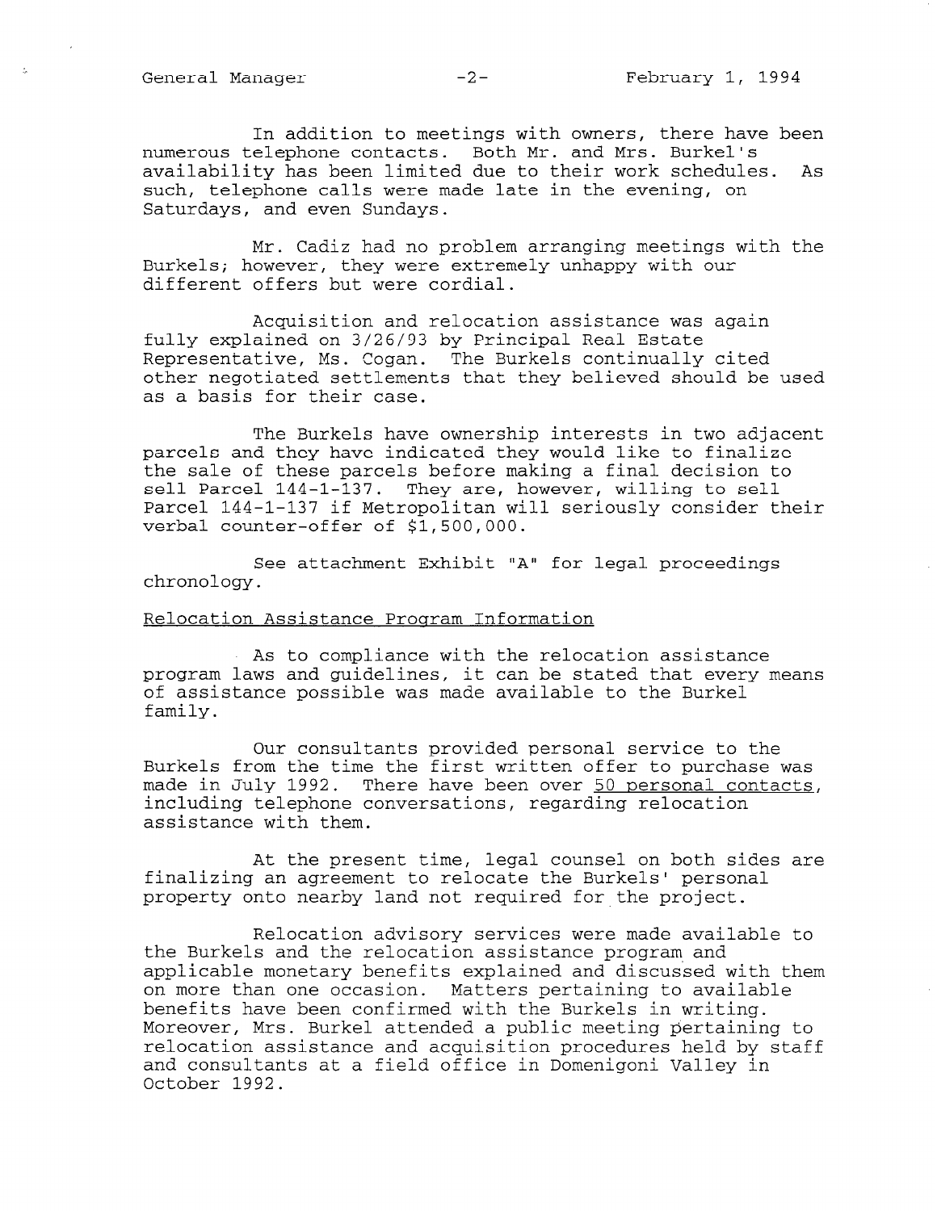In addition to meetings with owners, there have been numerous telephone contacts. Both Mr. and Mrs. Burkel's availability has been limited due to their work schedules. As such, telephone calls were made late in the evening, on Saturdays, and even Sundays.

Mr. Cadiz had no problem arranging meetings with the Burkels; however, they were extremely unhappy with our different offers but were cordial.

Acquisition and relocation assistance was again fully explained on 3/26/93 by Principal Real Estate Representative, Ms. Cogan. The Burkels continually cited other negotiated settlements that they believed should be used as a basis for their case.

The Burkels have ownership interests in two adjacent parcels and they have indicated they would like to finalize the sale of these parcels before making a final decision to sell Parcel 144-1-137. They are, however, willing to sell Parcel 144-1-137 if Metropolitan will seriously consider their verbal counter-offer of $1,500,000.

See attachment Exhibit "A" for legal proceedings chronology.

## Relocation Assistance Program Information

As to compliance with the relocation assistance program laws and guidelines, it can be stated that every means of assistance possible was made available to the Burkel family.

Our consultants provided personal service to the Burkels from the time the first written offer to purchase was made in July 1992. There have been over 50 personal contacts, including telephone conversations, regarding relocation assistance with them.

At the present time, legal counsel on both sides are finalizing an agreement to relocate the Burkels' personal property onto nearby land not required for the project.

Relocation advisory services were made available to the Burkels and the relocation assistance program and applicable monetary benefits explained and discussed with them on more than one occasion. Matters pertaining to available benefits have been confirmed with the Burkels in writing. Moreover, Mrs. Burkel attended a public meeting pertaining to relocation assistance and acquisition procedures held by staff and consultants at a field office in Domenigoni Valley in October 1992.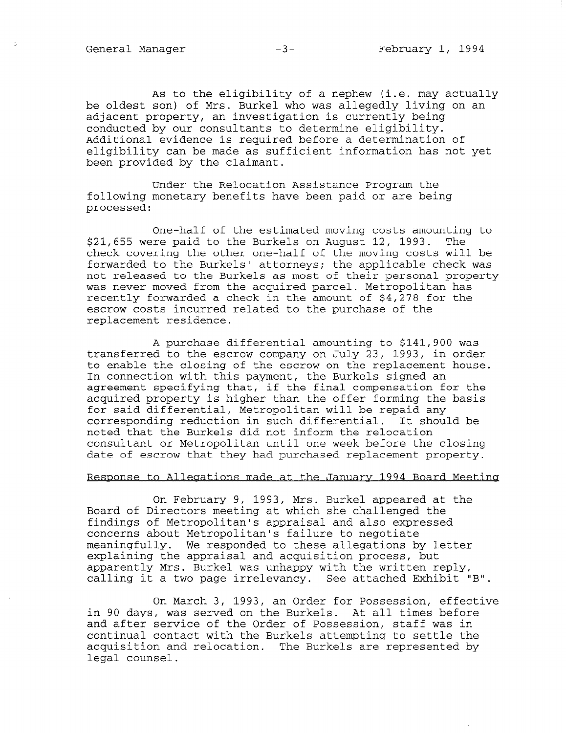As to the eligibility of a nephew (i.e. may actually be oldest son) of Mrs. Burkel who was allegedly living on an adjacent property, an investigation is currently being conducted by our consultants to determine eligibility. Additional evidence is required before a determination of eligibility can be made as sufficient information has not yet been provided by the claimant.

Under the Relocation Assistance Program the following monetary benefits have been paid or are being processed:

One-half of the estimated moving costs amounting to $21,655 were paid to the Burkels on August 12, 1993. The check covering the other one-half of the moving costs will be forwarded to the Burkels' attorneys; the applicable check was not released to the Burkels as most of their personal property was never moved from the acquired parcel. Metropolitan has recently forwarded a check in the amount of $4,278 for the escrow costs incurred related to the purchase of the replacement residence.

A purchase differential amounting to $141,900 was transferred to the escrow company on July 23, 1993, in order to enable the closing of the escrow on the replacement house. In connection with this payment, the Burkels signed an agreement specifying that, if the final compensation for the acquired property is higher than the offer forming the basis for said differential, Metropolitan will be repaid any corresponding reduction in such differential. It should be noted that the Burkels did not inform the relocation consultant or Metropolitan until one week before the closing date of escrow that they had purchased replacement property.

## Response to Allegations made at the January 1994 Board Meeting

On February 9, 1993, Mrs. Burkel appeared at the Board of Directors meeting at which she challenged the findings of Metropolitan's appraisal and also expressed concerns about Metropolitan's failure to negotiate meaningfully. We responded to these allegations by letter explaining the appraisal and acquisition process, but apparently Mrs. Burkel was unhappy with the written reply, calling it a two page irrelevancy. See attached Exhibit "B".

On March 3, 1993, an Order for Possession, effective in 90 days, was served on the Burkels. At all times before and after service of the Order of Possession, staff was in continual contact with the Burkels attempting to settle the acquisition and relocation. The Burkels are represented by legal counsel.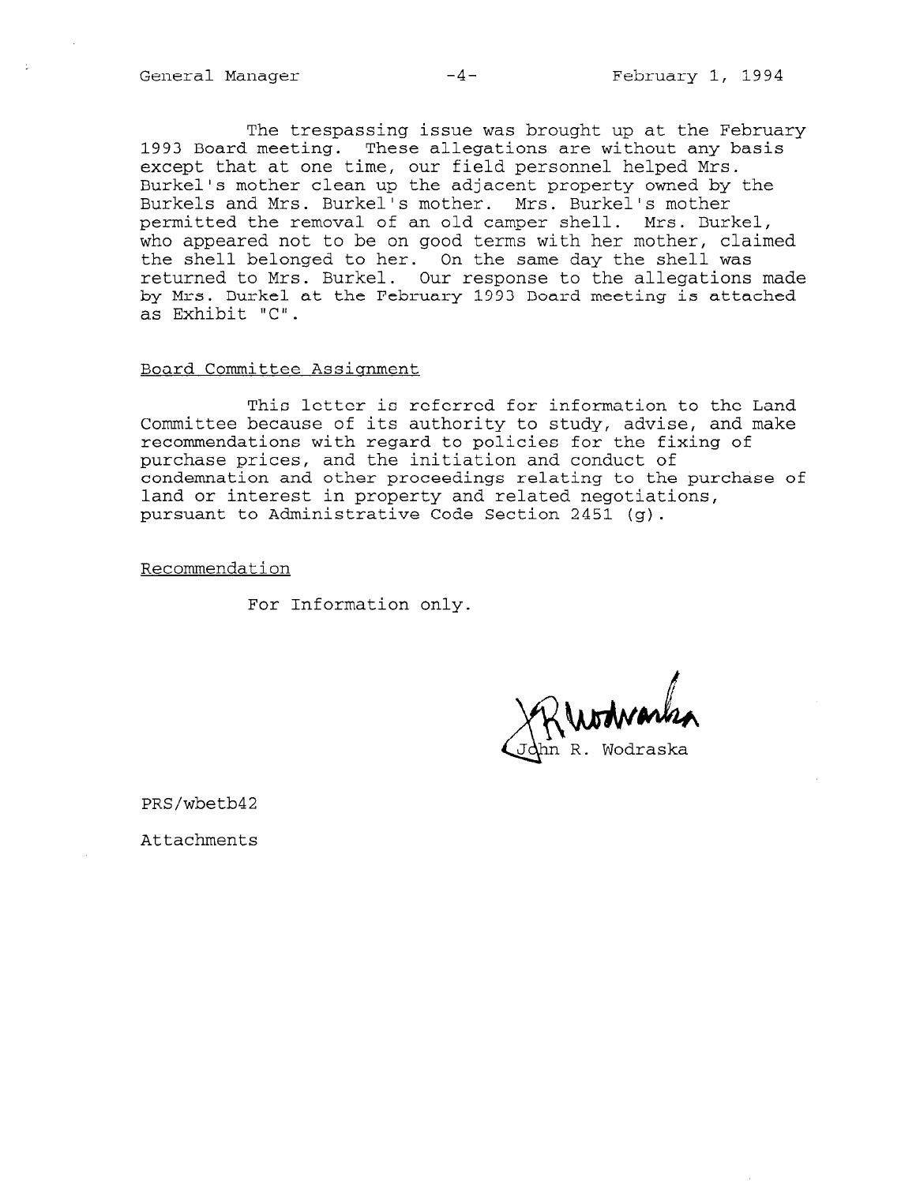The trespassing issue was brought up at the February 1993 Board meeting. These allegations are without any basis except that at one time, our field personnel helped Mrs. Burkel's mother clean up the adjacent property owned by the Burkels and Mrs. Burkel's mother. Mrs. Burkel's mother permitted the removal of an old camper shell. Mrs. Burkel, who appeared not to be on good terms with her mother, claimed the shell belonged to her. On the same day the shell was returned to Mrs. Burkel. Our response to the allegations made by Mrs. Burkel at the February 1993 Board meeting is attached as Exhibit "C".

Board Committee Assignment

This letter is referred for information to the Land Committee because of its authority to study, advise, and make recommendations with regard to policies for the fixing of purchase prices, and the initiation and conduct of condemnation and other proceedings relating to the purchase of land or interest in property and related negotiations, pursuant to Administrative Code Section 2451 (g).

Recommendation

For Information only.

John R. Wodraska

PRS/wbetb42

Attachments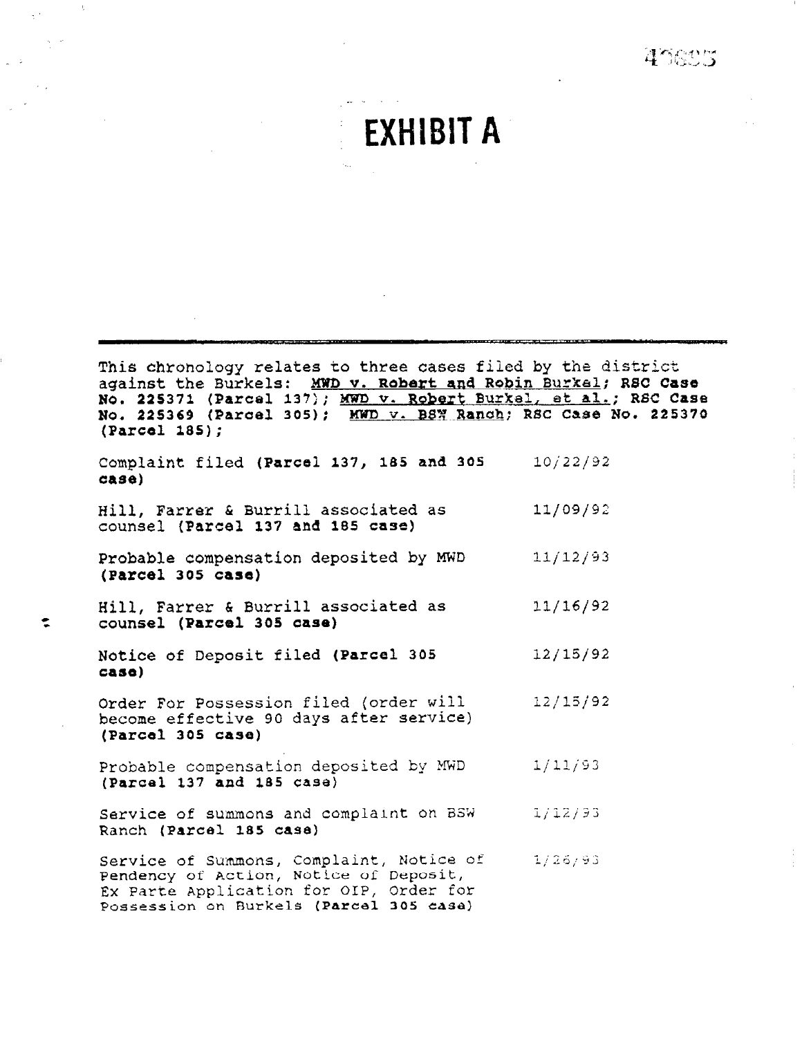# EXHIBIT A

This chronology relates to three cases filed by the district against the Burkels: MWD v. Robert and Robin Burkel; RSC Case No. 225371 (Parcel 137); MWD v. Robert Burkel, et al.; RSC Case No. 225369 (Parcel 305); MWD v. BSW Ranch; RSC Case No. 225370 (Parcel 185);

| Event | Date |
| --- | --- |
| Complaint filed **(Parcel 137, 185 and 305 case)** | 10/22/92 |
| Hill, Farrer & Burrill associated as counsel **(Parcel 137 and 185 case)** | 11/09/92 |
| Probable compensation deposited by MWD **(Parcel 305 case)** | 11/12/93 |
| Hill, Farrer & Burrill associated as counsel **(Parcel 305 case)** | 11/16/92 |
| Notice of Deposit filed **(Parcel 305 case)** | 12/15/92 |
| Order For Possession filed (order will become effective 90 days after service) **(Parcel 305 case)** | 12/15/92 |
| Probable compensation deposited by MWD **(Parcel 137 and 185 case)** | 1/11/93 |
| Service of summons and complaint on BSW Ranch **(Parcel 185 case)** | 1/12/93 |
| Service of Summons, Complaint, Notice of Pendency of Action, Notice of Deposit, Ex Parte Application for OIP, Order for Possession on Burkels **(Parcel 305 case)** | 1/26/93 |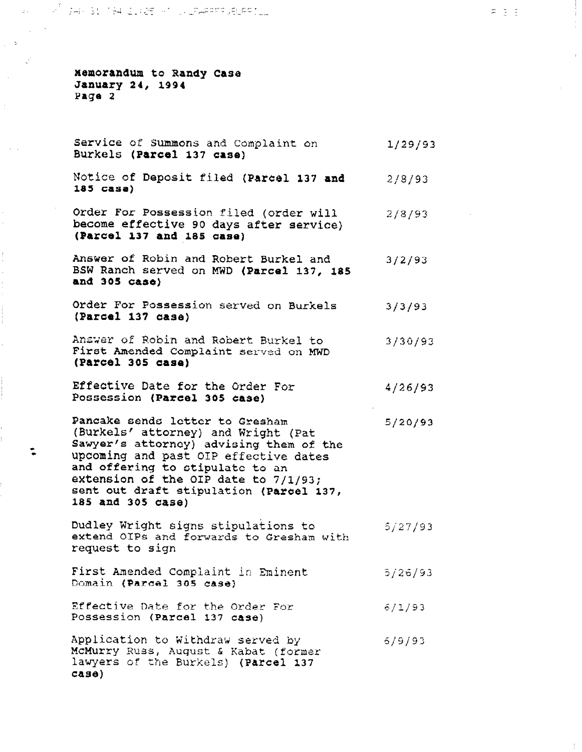**Memorandum to Randy Case**
**January 24, 1994**
**Page 2**

| | |
|---|---|
| Service of Summons and Complaint on Burkels **(Parcel 137 case)** | 1/29/93 |
| Notice of Deposit filed **(Parcel 137 and 185 case)** | 2/8/93 |
| Order For Possession filed (order will become effective 90 days after service) **(Parcel 137 and 185 case)** | 2/8/93 |
| Answer of Robin and Robert Burkel and BSW Ranch served on MWD **(Parcel 137, 185 and 305 case)** | 3/2/93 |
| Order For Possession served on Burkels **(Parcel 137 case)** | 3/3/93 |
| Answer of Robin and Robert Burkel to First Amended Complaint served on MWD **(Parcel 305 case)** | 3/30/93 |
| Effective Date for the Order For Possession **(Parcel 305 case)** | 4/26/93 |
| Pancake sends letter to Gresham (Burkels' attorney) and Wright (Pat Sawyer's attorney) advising them of the upcoming and past OIP effective dates and offering to stipulate to an extension of the OIP date to 7/1/93; sent out draft stipulation **(Parcel 137, 185 and 305 case)** | 5/20/93 |
| Dudley Wright signs stipulations to extend OIPs and forwards to Gresham with request to sign | 5/27/93 |
| First Amended Complaint in Eminent Domain **(Parcel 305 case)** | 5/26/93 |
| Effective Date for the Order For Possession **(Parcel 137 case)** | 6/1/93 |
| Application to Withdraw served by McMurry Russ, August & Kabat (former lawyers of the Burkels) **(Parcel 137 case)** | 6/9/93 |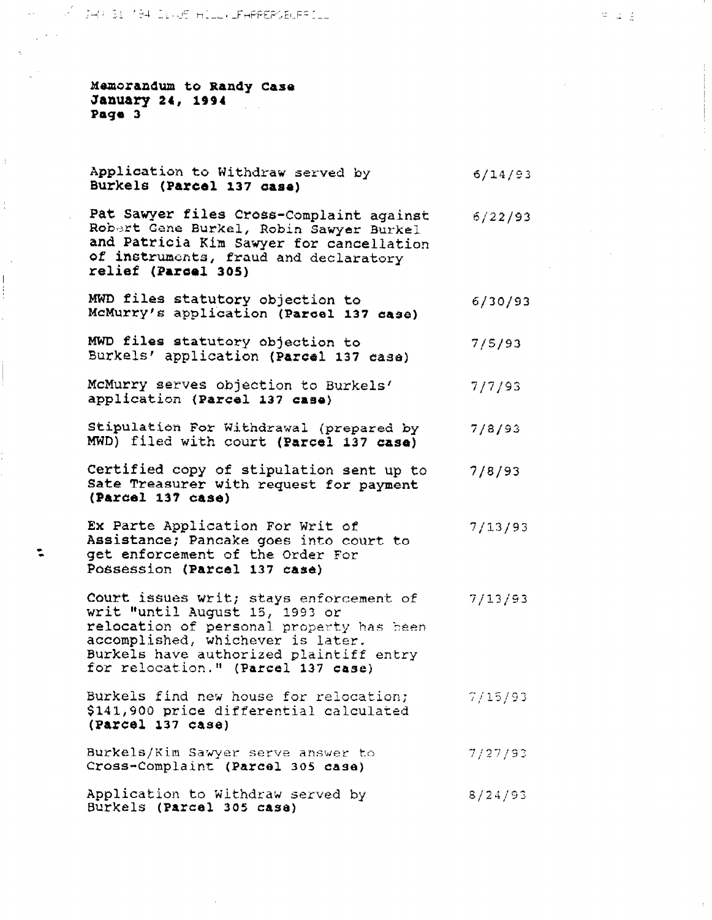Memorandum to Randy Case
January 24, 1994
Page 3

| | |
|---|---|
| Application to Withdraw served by **Burkels (Parcel 137 case)** | 6/14/93 |
| Pat Sawyer files Cross-Complaint against Robert Gene Burkel, Robin Sawyer Burkel and Patricia Kim Sawyer for cancellation of instruments, fraud and declaratory relief **(Parcel 305)** | 6/22/93 |
| MWD files statutory objection to McMurry's application **(Parcel 137 case)** | 6/30/93 |
| MWD files statutory objection to Burkels' application **(Parcel 137 case)** | 7/5/93 |
| McMurry serves objection to Burkels' application **(Parcel 137 case)** | 7/7/93 |
| Stipulation For Withdrawal (prepared by MWD) filed with court **(Parcel 137 case)** | 7/8/93 |
| Certified copy of stipulation sent up to Sate Treasurer with request for payment **(Parcel 137 case)** | 7/8/93 |
| Ex Parte Application For Writ of Assistance; Pancake goes into court to get enforcement of the Order For Possession **(Parcel 137 case)** | 7/13/93 |
| Court issues writ; stays enforcement of writ "until August 15, 1993 or relocation of personal property has been accomplished, whichever is later. Burkels have authorized plaintiff entry for relocation." **(Parcel 137 case)** | 7/13/93 |
| Burkels find new house for relocation; $141,900 price differential calculated **(Parcel 137 case)** | 7/15/93 |
| Burkels/Kim Sawyer serve answer to Cross-Complaint **(Parcel 305 case)** | 7/27/93 |
| Application to Withdraw served by Burkels **(Parcel 305 case)** | 8/24/93 |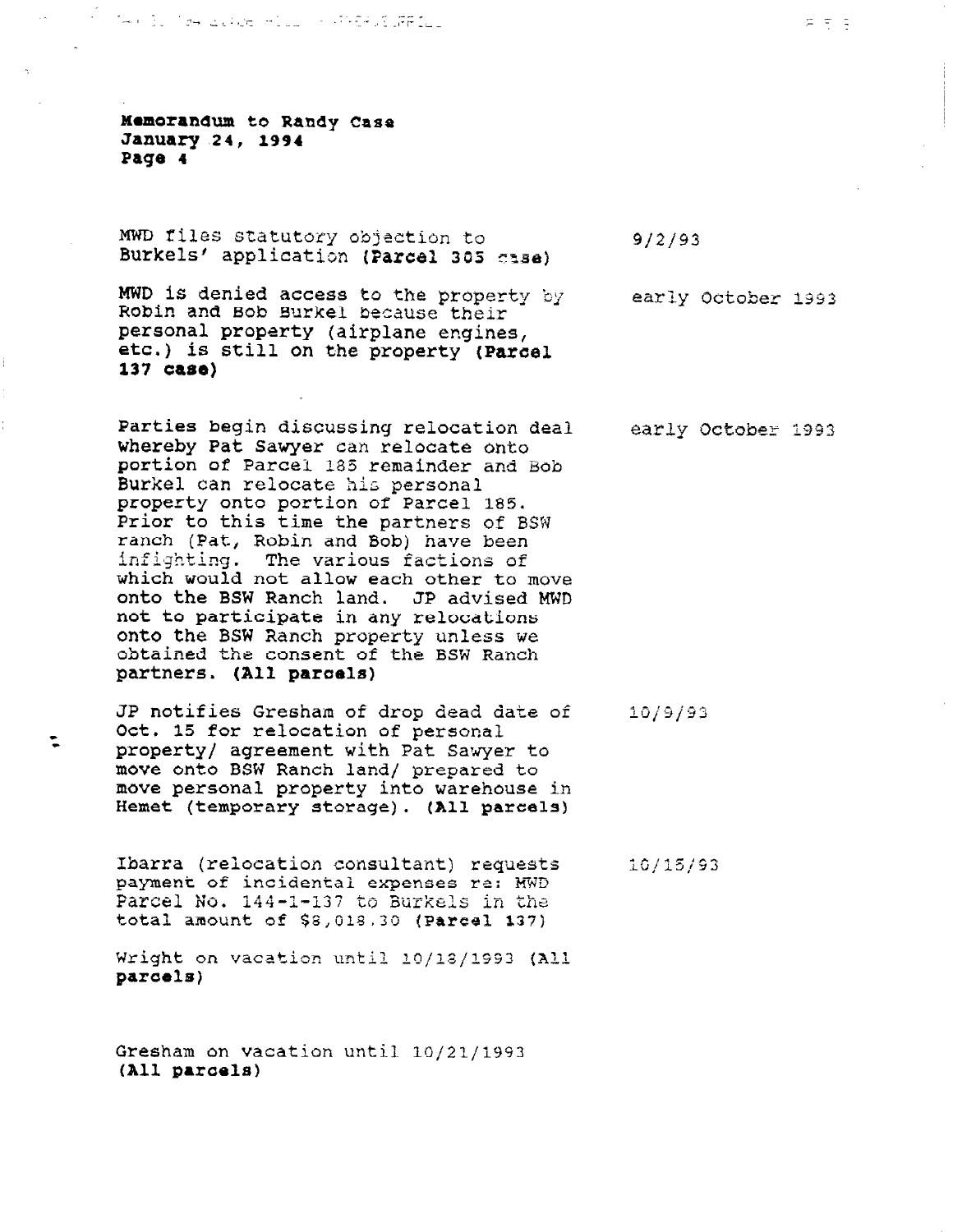**Memorandum to Randy Case**
**January 24, 1994**
**Page 4**

| | |
|---|---|
| MWD files statutory objection to Burkels' application **(Parcel 305 case)** | 9/2/93 |
| MWD is denied access to the property by Robin and Bob Burkel because their personal property (airplane engines, etc.) is still on the property **(Parcel 137 case)** | early October 1993 |
| Parties begin discussing relocation deal whereby Pat Sawyer can relocate onto portion of Parcel 185 remainder and Bob Burkel can relocate his personal property onto portion of Parcel 185. Prior to this time the partners of BSW ranch (Pat, Robin and Bob) have been infighting. The various factions of which would not allow each other to move onto the BSW Ranch land. JP advised MWD not to participate in any relocations onto the BSW Ranch property unless we obtained the consent of the BSW Ranch partners. **(All parcels)** | early October 1993 |
| JP notifies Gresham of drop dead date of Oct. 15 for relocation of personal property/ agreement with Pat Sawyer to move onto BSW Ranch land/ prepared to move personal property into warehouse in Hemet (temporary storage). **(All parcels)** | 10/9/93 |
| Ibarra (relocation consultant) requests payment of incidental expenses re: MWD Parcel No. 144-1-137 to Burkels in the total amount of $8,018.30 **(Parcel 137)** | 10/15/93 |
| Wright on vacation until 10/18/1993 **(All parcels)** | |
| Gresham on vacation until 10/21/1993 **(All parcels)** | |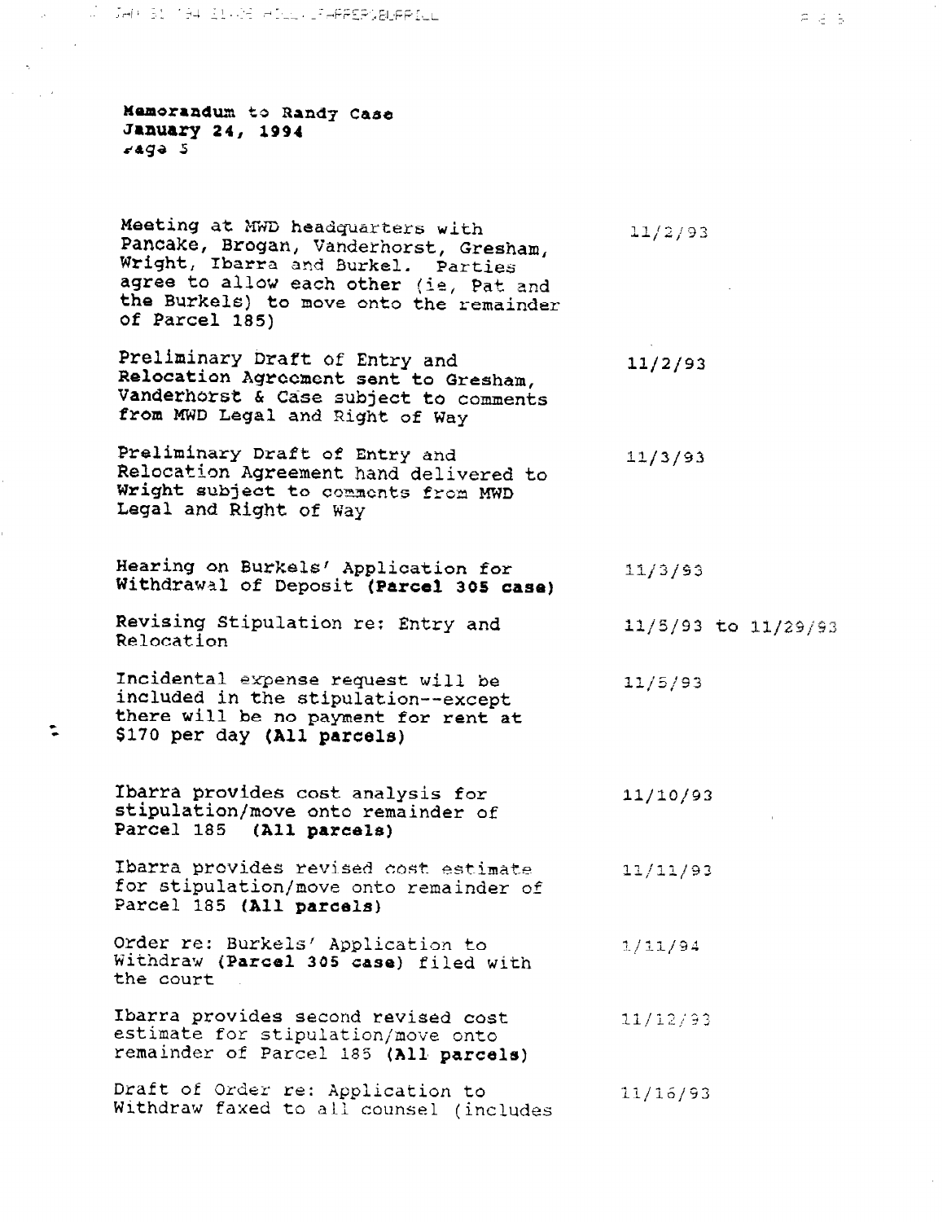**Memorandum to Randy Case**
**January 24, 1994**
Page 5

| | |
|---|---|
| Meeting at MWD headquarters with Pancake, Brogan, Vanderhorst, Gresham, Wright, Ibarra and Burkel. Parties agree to allow each other (ie, Pat and the Burkels) to move onto the remainder of Parcel 185) | 11/2/93 |
| Preliminary Draft of Entry and Relocation Agreement sent to Gresham, Vanderhorst & Case subject to comments from MWD Legal and Right of Way | 11/2/93 |
| Preliminary Draft of Entry and Relocation Agreement hand delivered to Wright subject to comments from MWD Legal and Right of Way | 11/3/93 |
| Hearing on Burkels' Application for Withdrawal of Deposit **(Parcel 305 case)** | 11/3/93 |
| Revising Stipulation re: Entry and Relocation | 11/5/93 to 11/29/93 |
| Incidental expense request will be included in the stipulation--except there will be no payment for rent at $170 per day **(All parcels)** | 11/5/93 |
| Ibarra provides cost analysis for stipulation/move onto remainder of Parcel 185 **(All parcels)** | 11/10/93 |
| Ibarra provides revised cost estimate for stipulation/move onto remainder of Parcel 185 **(All parcels)** | 11/11/93 |
| Order re: Burkels' Application to Withdraw **(Parcel 305 case)** filed with the court | 1/11/94 |
| Ibarra provides second revised cost estimate for stipulation/move onto remainder of Parcel 185 **(All parcels)** | 11/12/93 |
| Draft of Order re: Application to Withdraw faxed to all counsel (includes | 11/16/93 |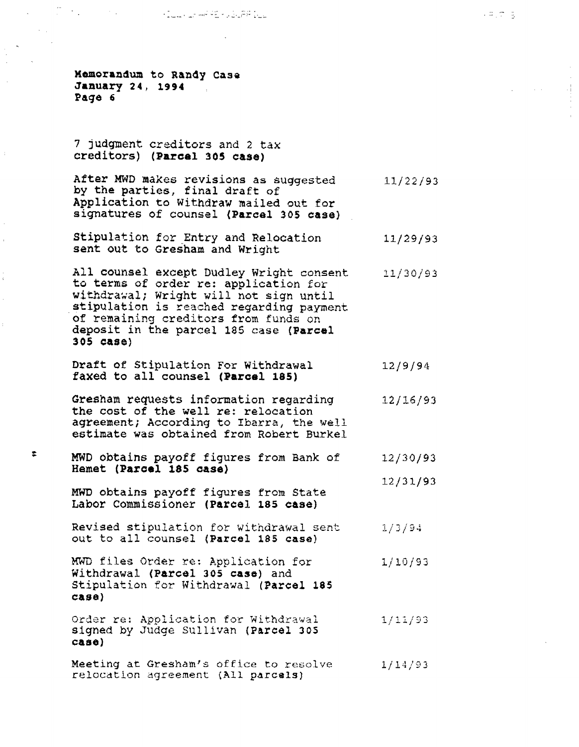**Memorandum to Randy Case**
**January 24, 1994**
**Page 6**

| | |
|---|---|
| 7 judgment creditors and 2 tax creditors) **(Parcel 305 case)** | |
| After MWD makes revisions as suggested by the parties, final draft of Application to Withdraw mailed out for signatures of counsel **(Parcel 305 case)** | 11/22/93 |
| Stipulation for Entry and Relocation sent out to Gresham and Wright | 11/29/93 |
| All counsel except Dudley Wright consent to terms of order re: application for withdrawal; Wright will not sign until stipulation is reached regarding payment of remaining creditors from funds on deposit in the parcel 185 case **(Parcel 305 case)** | 11/30/93 |
| Draft of Stipulation For Withdrawal faxed to all counsel **(Parcel 185)** | 12/9/94 |
| Gresham requests information regarding the cost of the well re: relocation agreement; According to Ibarra, the well estimate was obtained from Robert Burkel | 12/16/93 |
| MWD obtains payoff figures from Bank of Hemet **(Parcel 185 case)** | 12/30/93 |
| MWD obtains payoff figures from State Labor Commissioner **(Parcel 185 case)** | 12/31/93 |
| Revised stipulation for withdrawal sent out to all counsel **(Parcel 185 case)** | 1/3/94 |
| MWD files Order re: Application for Withdrawal **(Parcel 305 case)** and Stipulation for Withdrawal **(Parcel 185 case)** | 1/10/93 |
| Order re: Application for Withdrawal signed by Judge Sullivan **(Parcel 305 case)** | 1/11/93 |
| Meeting at Gresham's office to resolve relocation agreement **(All parcels)** | 1/14/93 |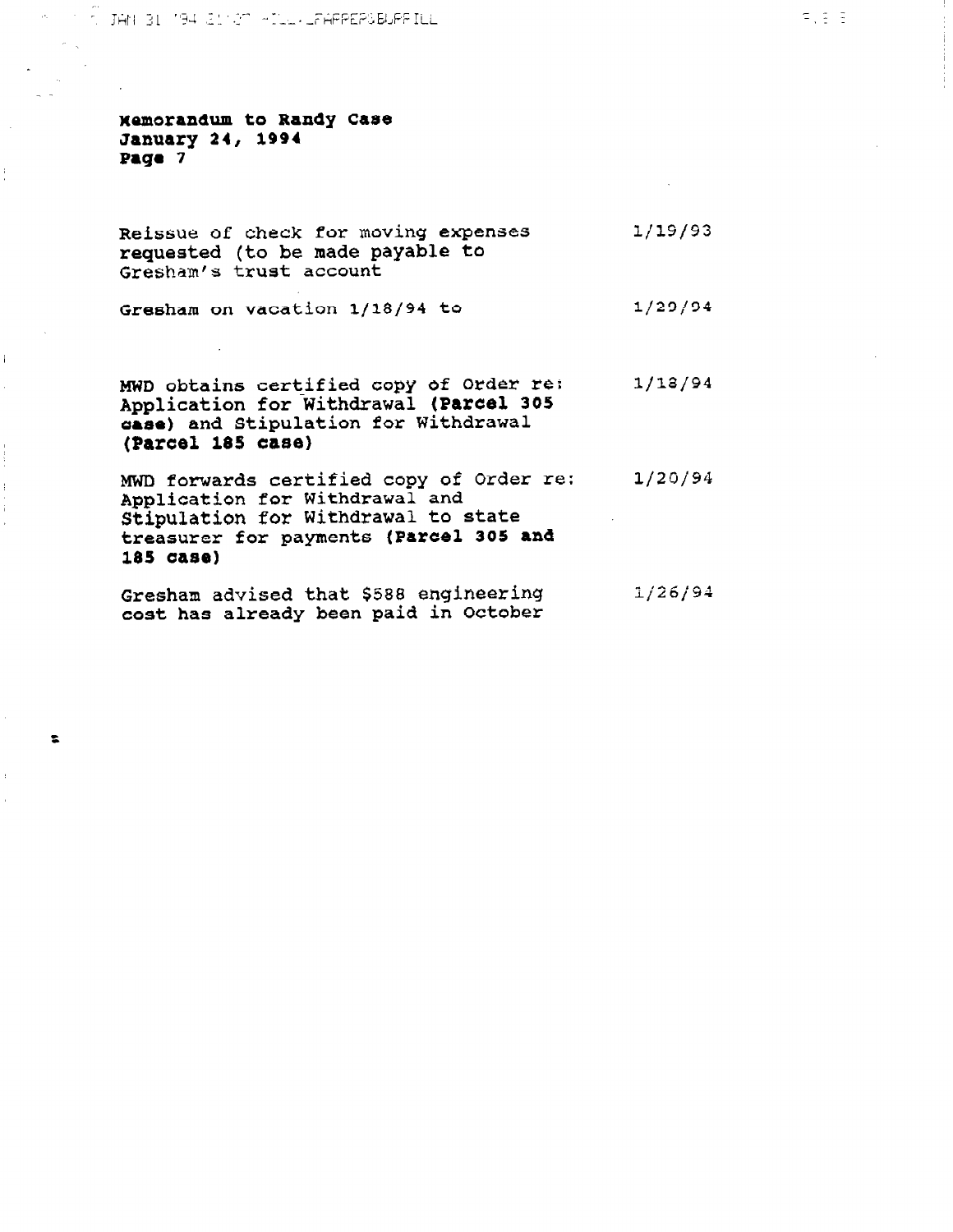**Memorandum to Randy Case**
**January 24, 1994**
**Page 7**

| | |
|---|---|
| Reissue of check for moving expenses requested (to be made payable to Gresham's trust account | 1/19/93 |
| Gresham on vacation 1/18/94 to | 1/29/94 |
| MWD obtains certified copy of Order re: Application for Withdrawal **(Parcel 305 case)** and Stipulation for Withdrawal **(Parcel 185 case)** | 1/18/94 |
| MWD forwards certified copy of Order re: Application for Withdrawal and Stipulation for Withdrawal to state treasurer for payments **(Parcel 305 and 185 case)** | 1/20/94 |
| Gresham advised that $588 engineering cost has already been paid in October | 1/26/94 |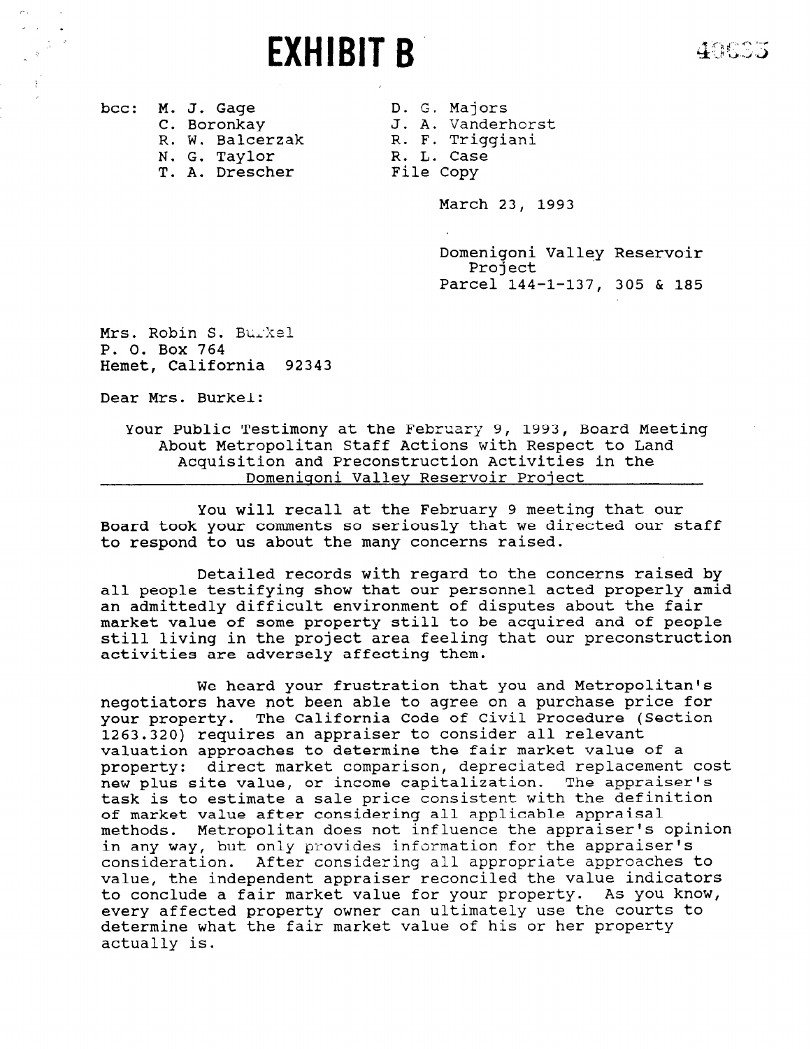# EXHIBIT B

bcc: M. J. Gage
C. Boronkay
R. W. Balcerzak
N. G. Taylor
T. A. Drescher
D. G. Majors
J. A. Vanderhorst
R. F. Triggiani
R. L. Case
File Copy

March 23, 1993

Domenigoni Valley Reservoir Project
Parcel 144-1-137, 305 & 185

Mrs. Robin S. Burkel
P. O. Box 764
Hemet, California 92343

Dear Mrs. Burkel:

Your Public Testimony at the February 9, 1993, Board Meeting About Metropolitan Staff Actions with Respect to Land Acquisition and Preconstruction Activities in the Domenigoni Valley Reservoir Project

You will recall at the February 9 meeting that our Board took your comments so seriously that we directed our staff to respond to us about the many concerns raised.

Detailed records with regard to the concerns raised by all people testifying show that our personnel acted properly amid an admittedly difficult environment of disputes about the fair market value of some property still to be acquired and of people still living in the project area feeling that our preconstruction activities are adversely affecting them.

We heard your frustration that you and Metropolitan's negotiators have not been able to agree on a purchase price for your property. The California Code of Civil Procedure (Section 1263.320) requires an appraiser to consider all relevant valuation approaches to determine the fair market value of a property: direct market comparison, depreciated replacement cost new plus site value, or income capitalization. The appraiser's task is to estimate a sale price consistent with the definition of market value after considering all applicable appraisal methods. Metropolitan does not influence the appraiser's opinion in any way, but only provides information for the appraiser's consideration. After considering all appropriate approaches to value, the independent appraiser reconciled the value indicators to conclude a fair market value for your property. As you know, every affected property owner can ultimately use the courts to determine what the fair market value of his or her property actually is.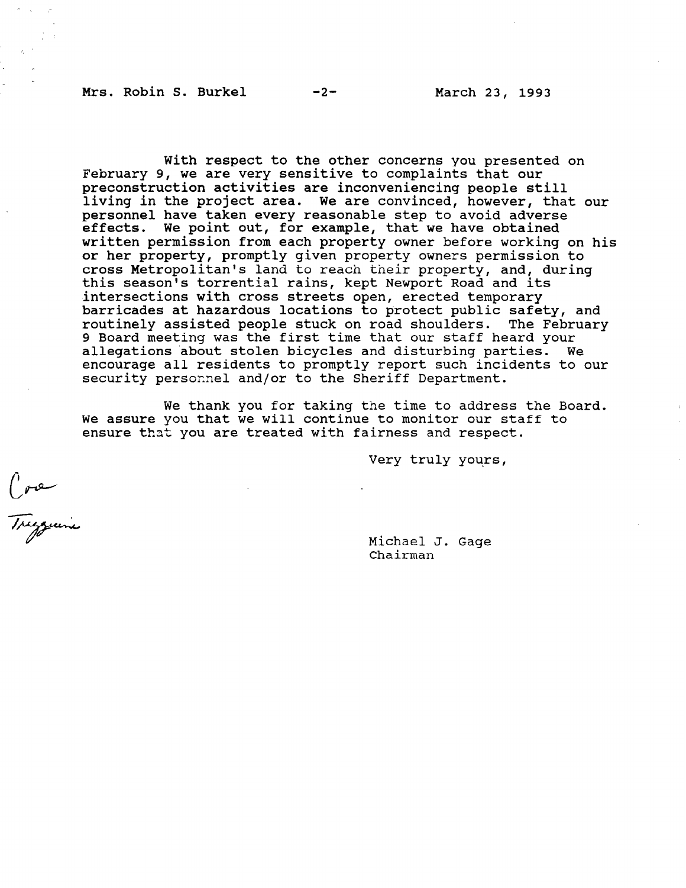With respect to the other concerns you presented on February 9, we are very sensitive to complaints that our preconstruction activities are inconveniencing people still living in the project area. We are convinced, however, that our personnel have taken every reasonable step to avoid adverse effects. We point out, for example, that we have obtained written permission from each property owner before working on his or her property, promptly given property owners permission to cross Metropolitan's land to reach their property, and, during this season's torrential rains, kept Newport Road and its intersections with cross streets open, erected temporary barricades at hazardous locations to protect public safety, and routinely assisted people stuck on road shoulders. The February 9 Board meeting was the first time that our staff heard your allegations about stolen bicycles and disturbing parties. We encourage all residents to promptly report such incidents to our security personnel and/or to the Sheriff Department.

We thank you for taking the time to address the Board. We assure you that we will continue to monitor our staff to ensure that you are treated with fairness and respect.

Very truly yours,

Core
Tregguein

Michael J. Gage
Chairman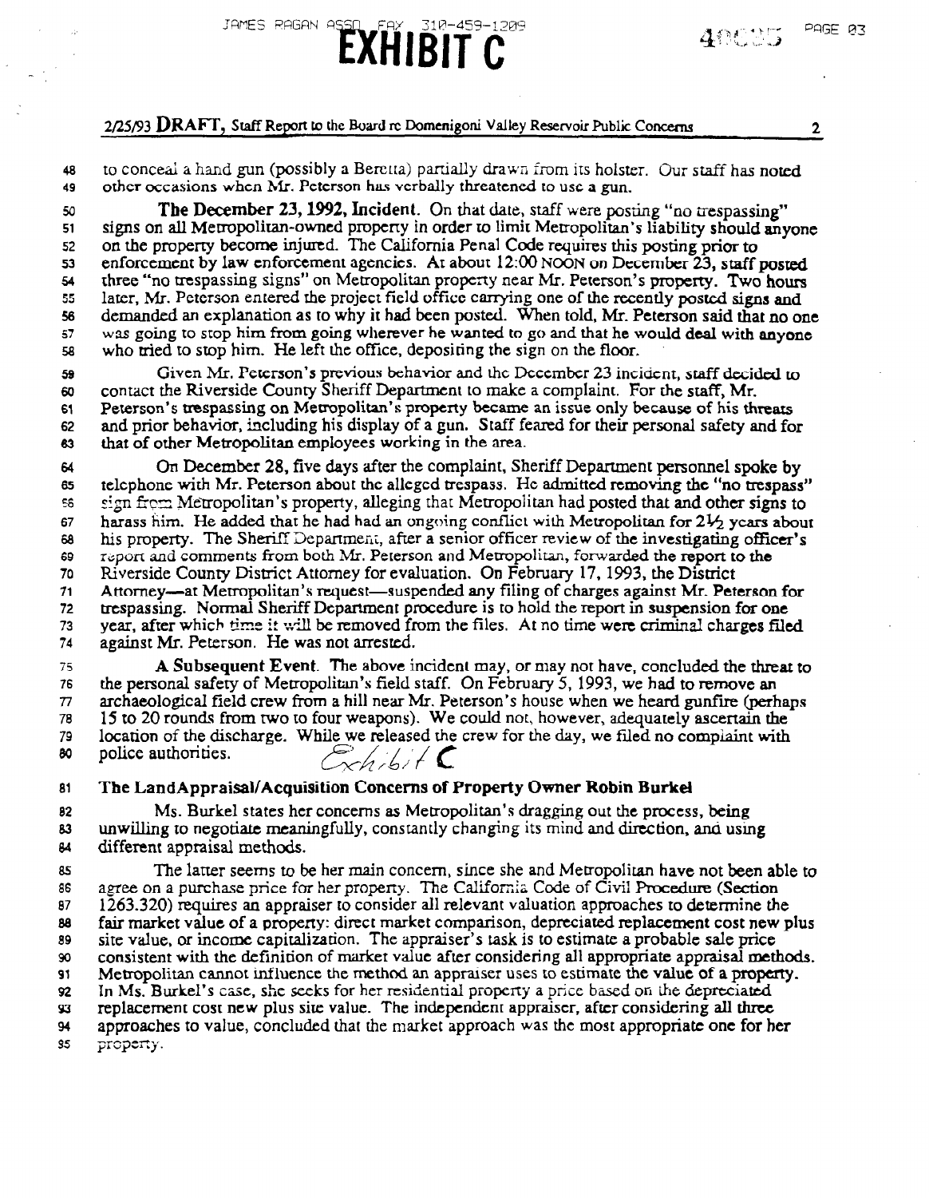# EXHIBIT C

2/25/93 **DRAFT,** Staff Report to the Board re Domenigoni Valley Reservoir Public Concerns

to conceal a hand gun (possibly a Beretta) partially drawn from its holster. Our staff has noted other occasions when Mr. Peterson has verbally threatened to use a gun.

**The December 23, 1992, Incident**. On that date, staff were posting "no trespassing" signs on all Metropolitan-owned property in order to limit Metropolitan's liability should anyone on the property become injured. The California Penal Code requires this posting prior to enforcement by law enforcement agencies. At about 12:00 NOON on December 23, staff posted three "no trespassing signs" on Metropolitan property near Mr. Peterson's property. Two hours later, Mr. Peterson entered the project field office carrying one of the recently posted signs and demanded an explanation as to why it had been posted. When told, Mr. Peterson said that no one was going to stop him from going wherever he wanted to go and that he would deal with anyone who tried to stop him. He left the office, depositing the sign on the floor.

Given Mr. Peterson's previous behavior and the December 23 incident, staff decided to contact the Riverside County Sheriff Department to make a complaint. For the staff, Mr. Peterson's trespassing on Metropolitan's property became an issue only because of his threats and prior behavior, including his display of a gun. Staff feared for their personal safety and for that of other Metropolitan employees working in the area.

On December 28, five days after the complaint, Sheriff Department personnel spoke by telephone with Mr. Peterson about the alleged trespass. He admitted removing the "no trespass" sign from Metropolitan's property, alleging that Metropolitan had posted that and other signs to harass him. He added that he had had an ongoing conflict with Metropolitan for 2½ years about his property. The Sheriff Department, after a senior officer review of the investigating officer's report and comments from both Mr. Peterson and Metropolitan, forwarded the report to the Riverside County District Attorney for evaluation. On February 17, 1993, the District Attorney—at Metropolitan's request—suspended any filing of charges against Mr. Peterson for trespassing. Normal Sheriff Department procedure is to hold the report in suspension for one year, after which time it will be removed from the files. At no time were criminal charges filed against Mr. Peterson. He was not arrested.

**A Subsequent Event**. The above incident may, or may not have, concluded the threat to the personal safety of Metropolitan's field staff. On February 5, 1993, we had to remove an archaeological field crew from a hill near Mr. Peterson's house when we heard gunfire (perhaps 15 to 20 rounds from two to four weapons). We could not, however, adequately ascertain the location of the discharge. While we released the crew for the day, we filed no complaint with police authorities.

Exhibit C

## The LandAppraisal/Acquisition Concerns of Property Owner Robin Burkel

Ms. Burkel states her concerns as Metropolitan's dragging out the process, being unwilling to negotiate meaningfully, constantly changing its mind and direction, and using different appraisal methods.

The latter seems to be her main concern, since she and Metropolitan have not been able to agree on a purchase price for her property. The California Code of Civil Procedure (Section 1263.320) requires an appraiser to consider all relevant valuation approaches to determine the fair market value of a property: direct market comparison, depreciated replacement cost new plus site value, or income capitalization. The appraiser's task is to estimate a probable sale price consistent with the definition of market value after considering all appropriate appraisal methods. Metropolitan cannot influence the method an appraiser uses to estimate the value of a property. In Ms. Burkel's case, she seeks for her residential property a price based on the depreciated replacement cost new plus site value. The independent appraiser, after considering all three approaches to value, concluded that the market approach was the most appropriate one for her property.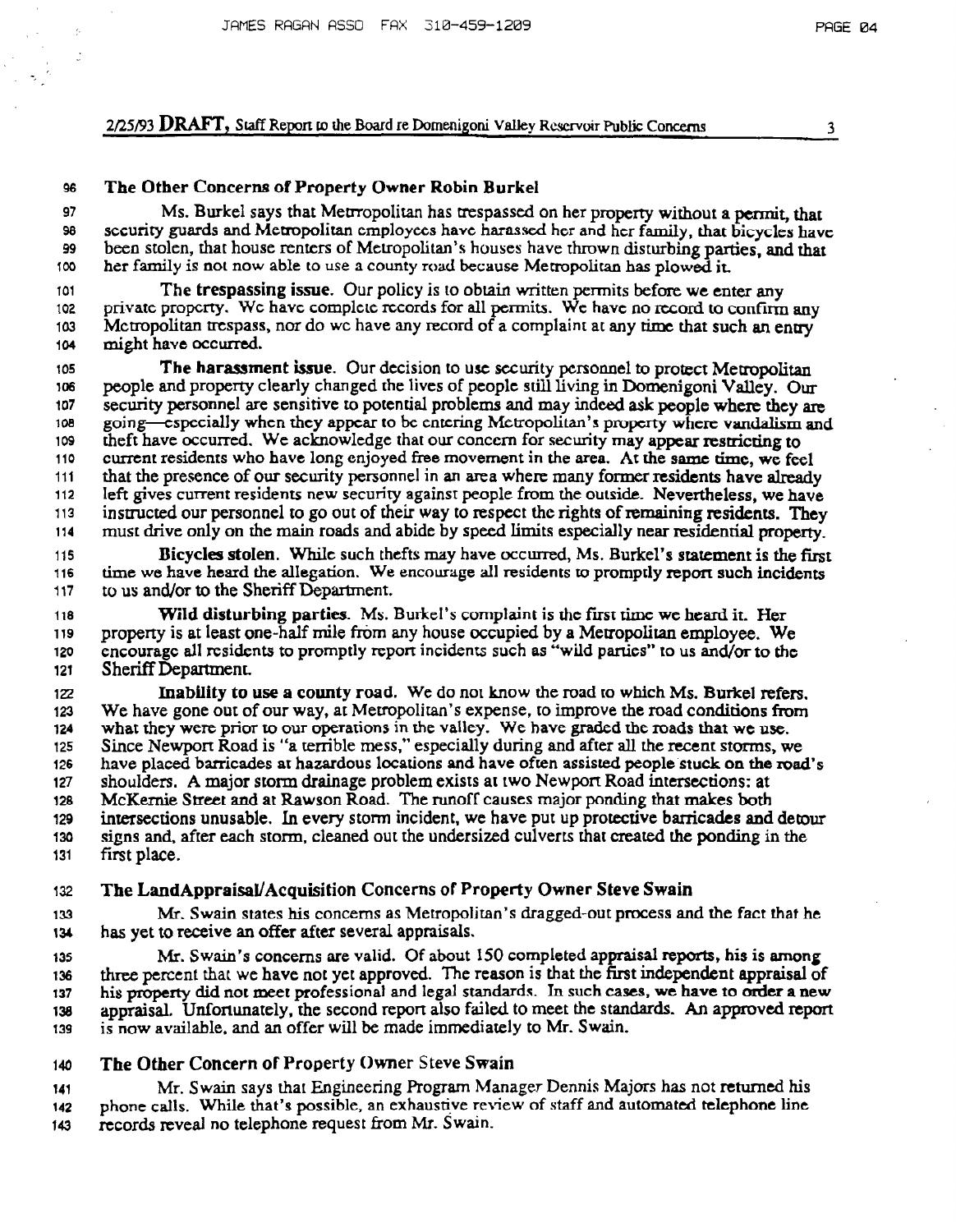2/25/93 **DRAFT,** Staff Report to the Board re Domenigoni Valley Reservoir Public Concerns

## The Other Concerns of Property Owner Robin Burkel

Ms. Burkel says that Metropolitan has trespassed on her property without a permit, that security guards and Metropolitan employees have harassed her and her family, that bicycles have been stolen, that house renters of Metropolitan's houses have thrown disturbing parties, and that her family is not now able to use a county road because Metropolitan has plowed it.

**The trespassing issue.** Our policy is to obtain written permits before we enter any private property. We have complete records for all permits. We have no record to confirm any Metropolitan trespass, nor do we have any record of a complaint at any time that such an entry might have occurred.

**The harassment issue.** Our decision to use security personnel to protect Metropolitan people and property clearly changed the lives of people still living in Domenigoni Valley. Our security personnel are sensitive to potential problems and may indeed ask people where they are going—especially when they appear to be entering Metropolitan's property where vandalism and theft have occurred. We acknowledge that our concern for security may appear restricting to current residents who have long enjoyed free movement in the area. At the same time, we feel that the presence of our security personnel in an area where many former residents have already left gives current residents new security against people from the outside. Nevertheless, we have instructed our personnel to go out of their way to respect the rights of remaining residents. They must drive only on the main roads and abide by speed limits especially near residential property.

**Bicycles stolen.** While such thefts may have occurred, Ms. Burkel's statement is the first time we have heard the allegation. We encourage all residents to promptly report such incidents to us and/or to the Sheriff Department.

**Wild disturbing parties.** Ms. Burkel's complaint is the first time we heard it. Her property is at least one-half mile from any house occupied by a Metropolitan employee. We encourage all residents to promptly report incidents such as "wild parties" to us and/or to the Sheriff Department.

**Inability to use a county road.** We do not know the road to which Ms. Burkel refers. We have gone out of our way, at Metropolitan's expense, to improve the road conditions from what they were prior to our operations in the valley. We have graded the roads that we use. Since Newport Road is "a terrible mess," especially during and after all the recent storms, we have placed barricades at hazardous locations and have often assisted people stuck on the road's shoulders. A major storm drainage problem exists at two Newport Road intersections: at McKernie Street and at Rawson Road. The runoff causes major ponding that makes both intersections unusable. In every storm incident, we have put up protective barricades and detour signs and, after each storm, cleaned out the undersized culverts that created the ponding in the first place.

## The LandAppraisal/Acquisition Concerns of Property Owner Steve Swain

Mr. Swain states his concerns as Metropolitan's dragged-out process and the fact that he has yet to receive an offer after several appraisals.

Mr. Swain's concerns are valid. Of about 150 completed appraisal reports, his is among three percent that we have not yet approved. The reason is that the first independent appraisal of his property did not meet professional and legal standards. In such cases, we have to order a new appraisal. Unfortunately, the second report also failed to meet the standards. An approved report is now available, and an offer will be made immediately to Mr. Swain.

## The Other Concern of Property Owner Steve Swain

Mr. Swain says that Engineering Program Manager Dennis Majors has not returned his phone calls. While that's possible, an exhaustive review of staff and automated telephone line records reveal no telephone request from Mr. Swain.